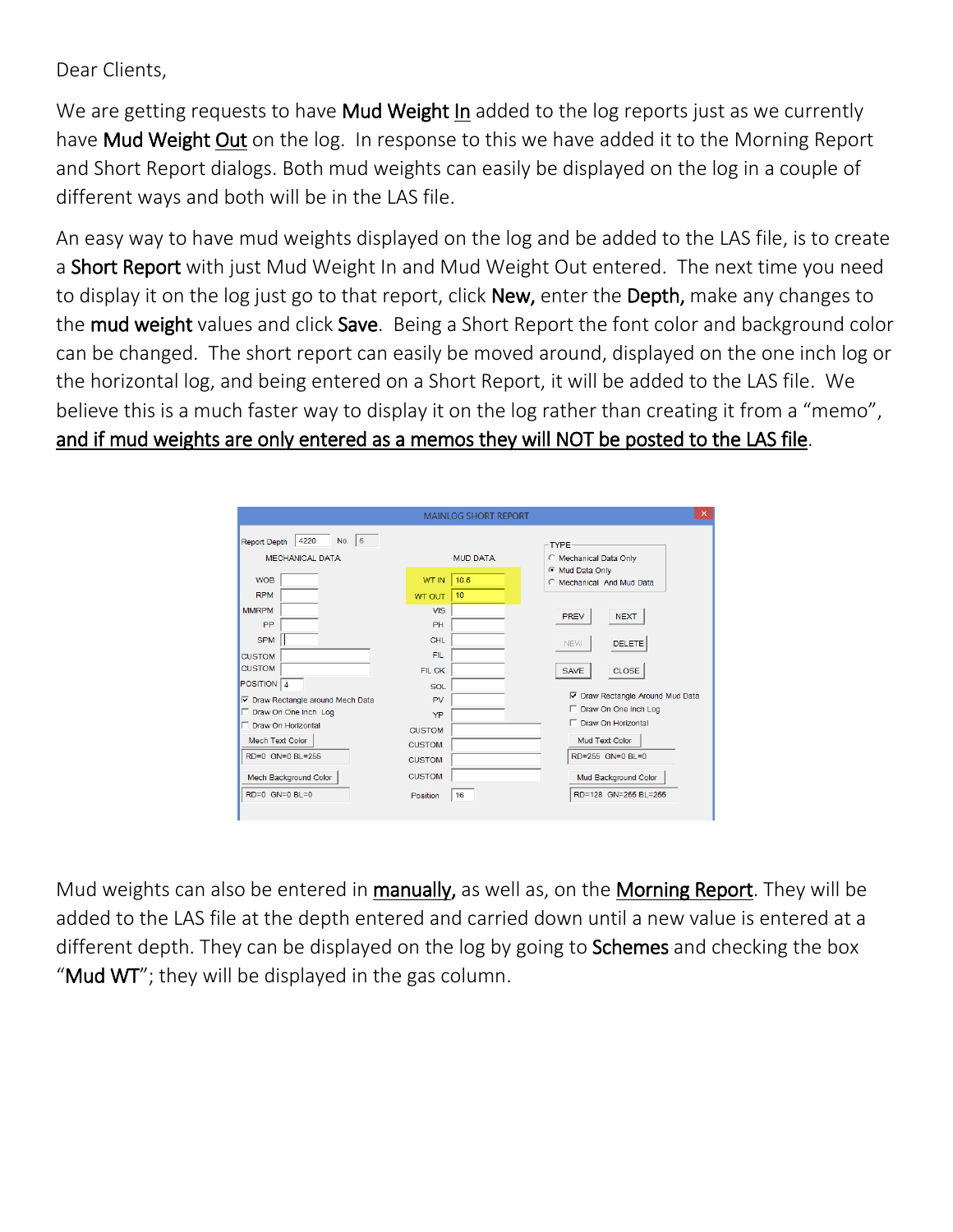Dear Clients,

We are getting requests to have **Mud Weight In** added to the log reports just as we currently have **Mud Weight Out** on the log. In response to this we have added it to the Morning Report and Short Report dialogs. Both mud weights can easily be displayed on the log in a couple of different ways and both will be in the LAS file.

An easy way to have mud weights displayed on the log and be added to the LAS file, is to create a **Short Report** with just Mud Weight In and Mud Weight Out entered. The next time you need to display it on the log just go to that report, click **New,** enter the **Depth,** make any changes to the **mud weight** values and click **Save**. Being a Short Report the font color and background color can be changed. The short report can easily be moved around, displayed on the one inch log or the horizontal log, and being entered on a Short Report, it will be added to the LAS file. We believe this is a much faster way to display it on the log rather than creating it from a "memo", **and if mud weights are only entered as a memos they will NOT be posted to the LAS file**.

Mud weights can also be entered in **manually,** as well as, on the **Morning Report**. They will be added to the LAS file at the depth entered and carried down until a new value is entered at a different depth. They can be displayed on the log by going to **Schemes** and checking the box "**Mud WT**"; they will be displayed in the gas column.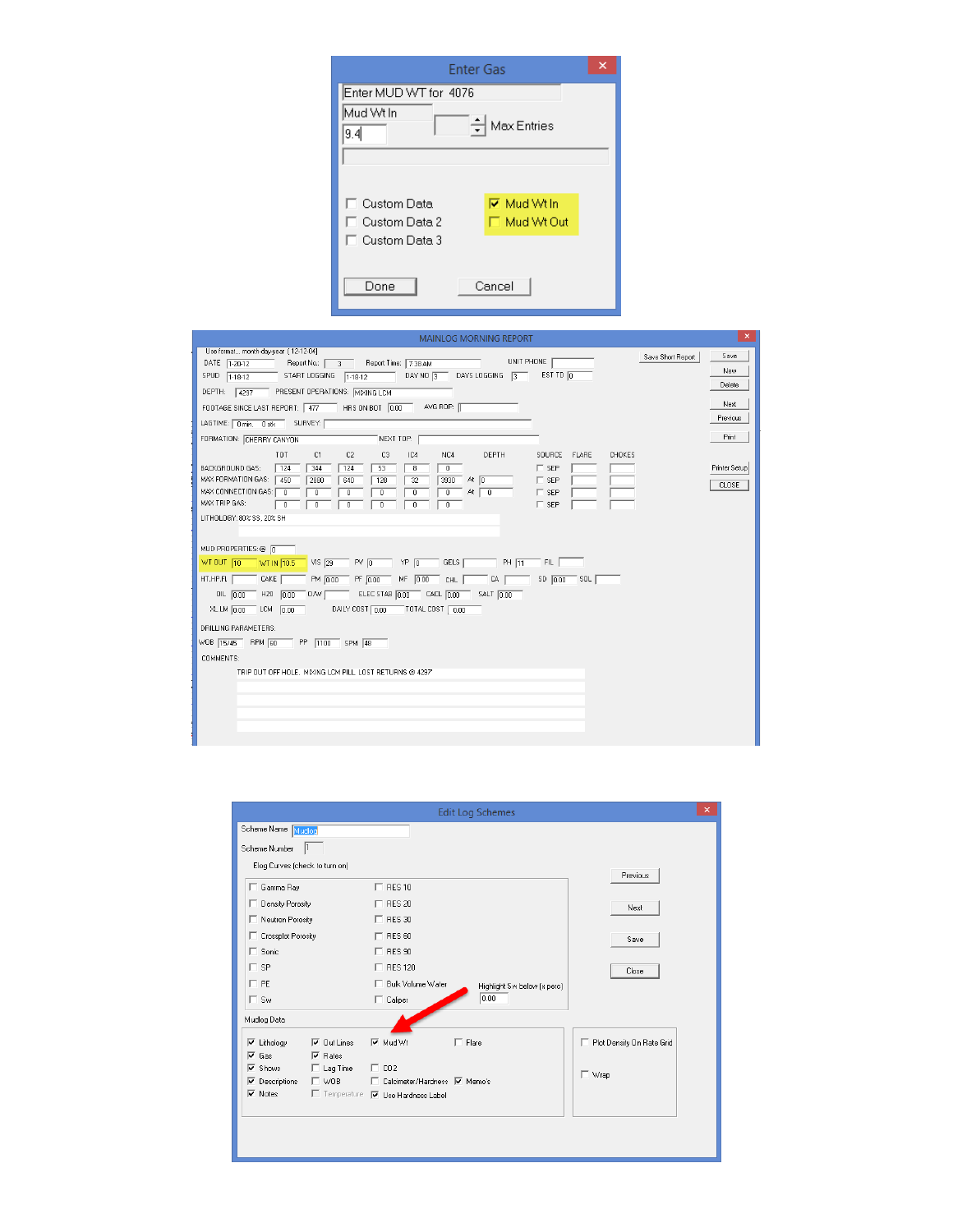## Enter Gas

Enter MUD WT for 4076

Mud Wt In

9.4

Max Entries

- [ ] Custom Data
- [ ] Custom Data 2
- [ ] Custom Data 3
- [x] Mud Wt In
- [ ] Mud Wt Out

Done | Cancel

## MAINLOG MORNING REPORT

Use format... month-day-year ( 12-12-04)

DATE: 1-20-12 | Report No.: 3 | Report Time: 7:38 AM | UNIT PHONE:

SPUD: 1-18-12 | START LOGGING: 1-18-12 | DAY NO: 3 | DAYS LOGGING: 3 | EST TD: 0

DEPTH: 4297 | PRESENT OPERATIONS: MIXING LCM

FOOTAGE SINCE LAST REPORT: 477 | HRS ON BOT: 0.00 | AVG ROP:

LAGTIME: 0 min. 0 stk | SURVEY:

FORMATION: CHERRY CANYON | NEXT TOP:

| | TOT | C1 | C2 | C3 | IC4 | NC4 | DEPTH | SOURCE | FLARE | CHOKES |
|---|---|---|---|---|---|---|---|---|---|---|
| BACKGROUND GAS: | 124 | 344 | 124 | 53 | 8 | 0 | | SEP | | |
| MAX FORMATION GAS: | 450 | 2880 | 640 | 128 | 32 | 3930 | At 0 | SEP | | |
| MAX CONNECTION GAS: | 0 | 0 | 0 | 0 | 0 | 0 | At 0 | SEP | | |
| MAX TRIP GAS: | 0 | 0 | 0 | 0 | 0 | 0 | | SEP | | |

LITHOLOGY: 80% SS, 20% SH

MUD PROPERTIES: @ 0

WT OUT: 10 | WT IN: 10.5 | VIS: 29 | PV: 0 | YP: 0 | GELS: | PH: 11 | FIL:

HT,HP,FL: | CAKE: | PM: 0.00 | PF: 0.00 | MF: 0.00 | CHL: | CA: | SD: 0.00 | SOL:

OIL: 0.00 | H2O: 0.00 | O/W: | ELEC STAB: 0.00 | CACL: 0.00 | SALT: 0.00

XL LM: 0.00 | LCM: 0.00 | DAILY COST: 0.00 | TOTAL COST: 0.00

DRILLING PARAMETERS:

WOB: 15/45 | RPM: 60 | PP: 1100 | SPM: 48

COMMENTS:

TRIP OUT OFF HOLE. MIXING LCM PILL. LOST RETURNS @ 4297'

Save Short Report | Save | New | Delete | Next | Previous | Print | Printer Setup | CLOSE

## Edit Log Schemes

Scheme Name: Mudlog

Scheme Number: 1

Elog Curves (check to turn on)

- [ ] Gamma Ray
- [ ] Density Porosity
- [ ] Neutron Porosity
- [ ] Crossplot Porosity
- [ ] Sonic
- [ ] SP
- [ ] PE
- [ ] Sw
- [ ] RES 10
- [ ] RES 20
- [ ] RES 30
- [ ] RES 60
- [ ] RES 90
- [ ] RES 120
- [ ] Bulk Volume Water
- [ ] Caliper

Highlight Sw below (x perc): 0.00

Mudlog Data

- [x] Lithology
- [x] Gas
- [x] Shows
- [x] Descriptions
- [x] Notes
- [x] Out Lines
- [x] Rates
- [ ] Lag Time
- [ ] WOB
- [ ] Temperature
- [x] Mud Wt
- [ ] CO2
- [ ] Calcimeter/Hardness
- [x] Use Hardness Label
- [ ] Flare
- [x] Memo's
- [ ] Plot Density On Rate Grid
- [ ] Wrap

Previous | Next | Save | Close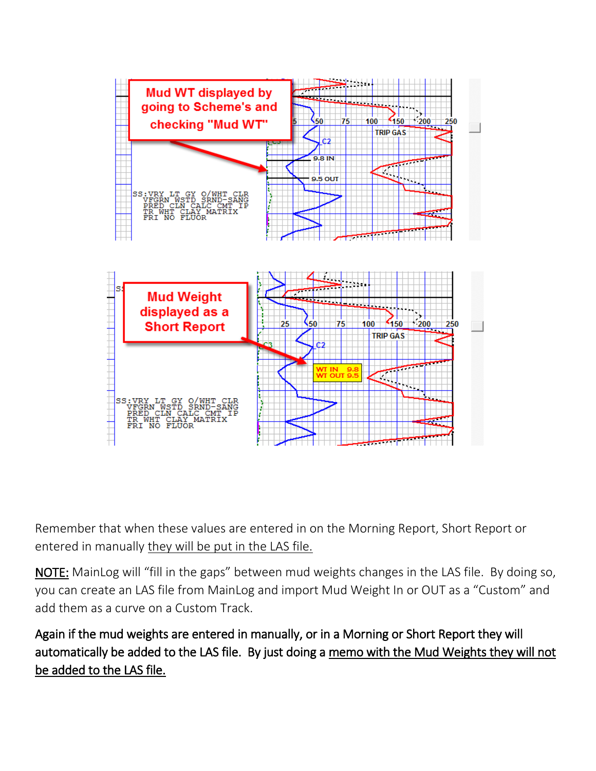Mud WT displayed by going to Scheme's and checking "Mud WT"

5
50
75
100
150
200
250
TRIP GAS
C3
C2
9.8 IN
9.5 OUT

SS:VRY LT GY O/WHT CLR
VFGRN WSTD SRND-SANG
PRED CLN CALC CMT IP
TR WHT CLAY MATRIX
FRI NO FLUOR

Mud Weight displayed as a Short Report

25
50
75
100
150
200
250
TRIP GAS
C3
C2
WT IN 9.8
WT OUT 9.5

SS:VRY LT GY O/WHT CLR
VFGRN WSTD SRND-SANG
PRED CLN CALC CMT IP
TR WHT CLAY MATRIX
FRI NO FLUOR

Remember that when these values are entered in on the Morning Report, Short Report or entered in manually they will be put in the LAS file.

NOTE: MainLog will "fill in the gaps" between mud weights changes in the LAS file. By doing so, you can create an LAS file from MainLog and import Mud Weight In or OUT as a "Custom" and add them as a curve on a Custom Track.

Again if the mud weights are entered in manually, or in a Morning or Short Report they will automatically be added to the LAS file. By just doing a memo with the Mud Weights they will not be added to the LAS file.